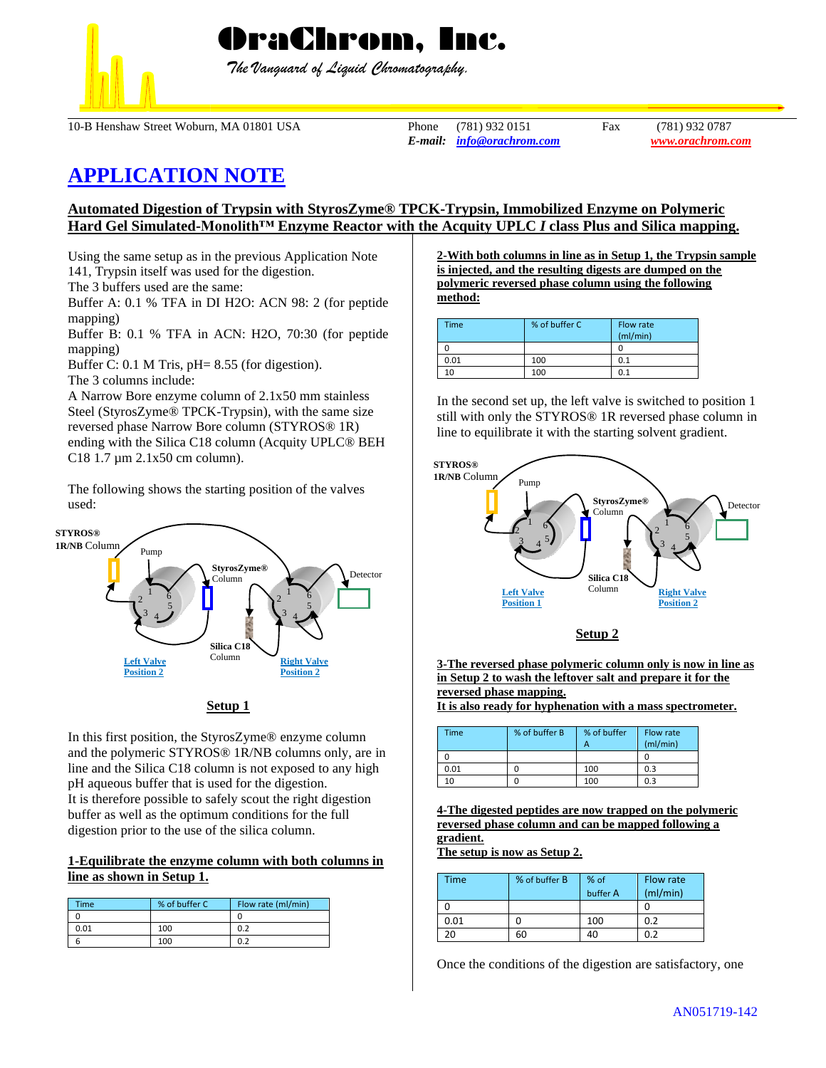# OraChrom, Inc.

*The Vanguard of Liquid Chromatography.*

10-B Henshaw Street Woburn, MA 01801 USA Phone (781) 932 0151 Fax (781) 932 0787
*E-mail:* info@orachrom.com www.orachrom.com

# APPLICATION NOTE

## Automated Digestion of Trypsin with StyrosZyme® TPCK-Trypsin, Immobilized Enzyme on Polymeric Hard Gel Simulated-Monolith™ Enzyme Reactor with the Acquity UPLC *I* class Plus and Silica mapping.

Using the same setup as in the previous Application Note 141, Trypsin itself was used for the digestion.
The 3 buffers used are the same:
Buffer A: 0.1 % TFA in DI H2O: ACN 98: 2 (for peptide mapping)
Buffer B: 0.1 % TFA in ACN: H2O, 70:30 (for peptide mapping)
Buffer C: 0.1 M Tris, pH= 8.55 (for digestion).
The 3 columns include:
A Narrow Bore enzyme column of 2.1x50 mm stainless Steel (StyrosZyme® TPCK-Trypsin), with the same size reversed phase Narrow Bore column (STYROS® 1R) ending with the Silica C18 column (Acquity UPLC® BEH C18 1.7 µm 2.1x50 cm column).

The following shows the starting position of the valves used:

STYROS® 1R/NB Column — Pump — StyrosZyme® Column — Detector — Silica C18 Column — Left Valve Position 2 — Right Valve Position 2

**Setup 1**

In this first position, the StyrosZyme® enzyme column and the polymeric STYROS® 1R/NB columns only, are in line and the Silica C18 column is not exposed to any high pH aqueous buffer that is used for the digestion.
It is therefore possible to safely scout the right digestion buffer as well as the optimum conditions for the full digestion prior to the use of the silica column.

**1-Equilibrate the enzyme column with both columns in line as shown in Setup 1.**

| Time | % of buffer C | Flow rate (ml/min) |
|---|---|---|
| 0 | | 0 |
| 0.01 | 100 | 0.2 |
| 6 | 100 | 0.2 |

**2-With both columns in line as in Setup 1, the Trypsin sample is injected, and the resulting digests are dumped on the polymeric reversed phase column using the following method:**

| Time | % of buffer C | Flow rate (ml/min) |
|---|---|---|
| 0 | | 0 |
| 0.01 | 100 | 0.1 |
| 10 | 100 | 0.1 |

In the second set up, the left valve is switched to position 1 still with only the STYROS® 1R reversed phase column in line to equilibrate it with the starting solvent gradient.

STYROS® 1R/NB Column — Pump — StyrosZyme® Column — Detector — Silica C18 Column — Left Valve Position 1 — Right Valve Position 2

**Setup 2**

**3-The reversed phase polymeric column only is now in line as in Setup 2 to wash the leftover salt and prepare it for the reversed phase mapping.**
**It is also ready for hyphenation with a mass spectrometer.**

| Time | % of buffer B | % of buffer A | Flow rate (ml/min) |
|---|---|---|---|
| 0 | | | 0 |
| 0.01 | 0 | 100 | 0.3 |
| 10 | 0 | 100 | 0.3 |

**4-The digested peptides are now trapped on the polymeric reversed phase column and can be mapped following a gradient.**
**The setup is now as Setup 2.**

| Time | % of buffer B | % of buffer A | Flow rate (ml/min) |
|---|---|---|---|
| 0 | | | 0 |
| 0.01 | 0 | 100 | 0.2 |
| 20 | 60 | 40 | 0.2 |

Once the conditions of the digestion are satisfactory, one

AN051719-142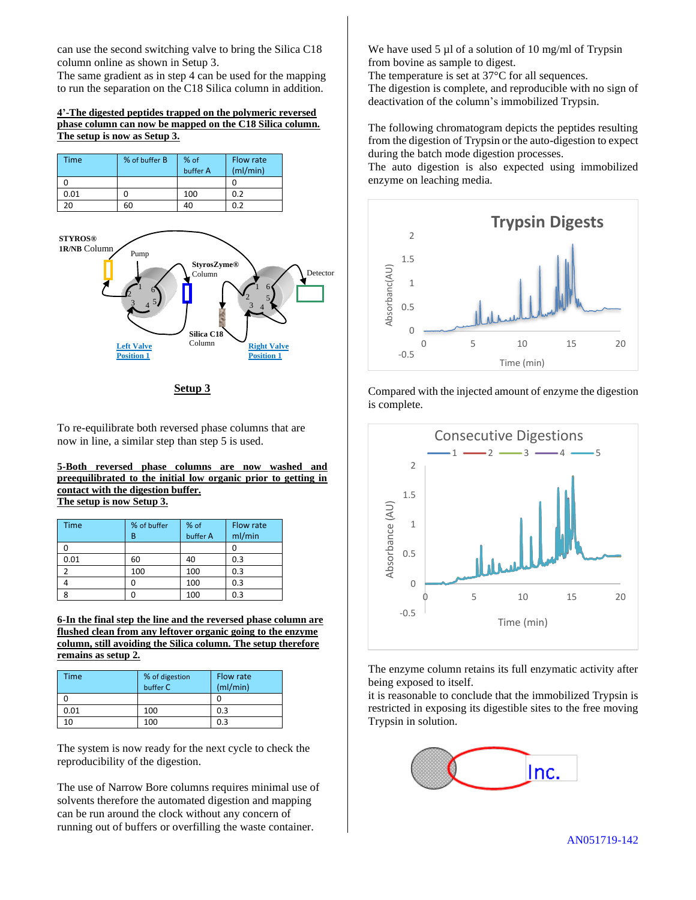can use the second switching valve to bring the Silica C18 column online as shown in Setup 3.
The same gradient as in step 4 can be used for the mapping to run the separation on the C18 Silica column in addition.

**4'-The digested peptides trapped on the polymeric reversed phase column can now be mapped on the C18 Silica column. The setup is now as Setup 3.**

| Time | % of buffer B | % of buffer A | Flow rate (ml/min) |
|---|---|---|---|
| 0 | | | 0 |
| 0.01 | 0 | 100 | 0.2 |
| 20 | 60 | 40 | 0.2 |

STYROS® 1R/NB Column
Pump
StyrosZyme® Column
Detector
Silica C18 Column
Left Valve Position 1
Right Valve Position 1

**Setup 3**

To re-equilibrate both reversed phase columns that are now in line, a similar step than step 5 is used.

**5-Both reversed phase columns are now washed and preequilibrated to the initial low organic prior to getting in contact with the digestion buffer. The setup is now Setup 3.**

| Time | % of buffer B | % of buffer A | Flow rate ml/min |
|---|---|---|---|
| 0 | | | 0 |
| 0.01 | 60 | 40 | 0.3 |
| 2 | 100 | 100 | 0.3 |
| 4 | 0 | 100 | 0.3 |
| 8 | 0 | 100 | 0.3 |

**6-In the final step the line and the reversed phase column are flushed clean from any leftover organic going to the enzyme column, still avoiding the Silica column. The setup therefore remains as setup 2.**

| Time | % of digestion buffer C | Flow rate (ml/min) |
|---|---|---|
| 0 | | 0 |
| 0.01 | 100 | 0.3 |
| 10 | 100 | 0.3 |

The system is now ready for the next cycle to check the reproducibility of the digestion.

The use of Narrow Bore columns requires minimal use of solvents therefore the automated digestion and mapping can be run around the clock without any concern of running out of buffers or overfilling the waste container.

We have used 5 µl of a solution of 10 mg/ml of Trypsin from bovine as sample to digest.
The temperature is set at 37°C for all sequences.
The digestion is complete, and reproducible with no sign of deactivation of the column's immobilized Trypsin.

The following chromatogram depicts the peptides resulting from the digestion of Trypsin or the auto-digestion to expect during the batch mode digestion processes.
The auto digestion is also expected using immobilized enzyme on leaching media.

Trypsin Digests
Absorbanc(AU)
Time (min)
2
1.5
1
0.5
0
-0.5
0
5
10
15
20

Compared with the injected amount of enzyme the digestion is complete.

Consecutive Digestions
1 2 3 4 5
Absorbance (AU)
Time (min)
2
1.5
1
0.5
0
-0.5
0
5
10
15
20

The enzyme column retains its full enzymatic activity after being exposed to itself.
it is reasonable to conclude that the immobilized Trypsin is restricted in exposing its digestible sites to the free moving Trypsin in solution.

Inc.

AN051719-142